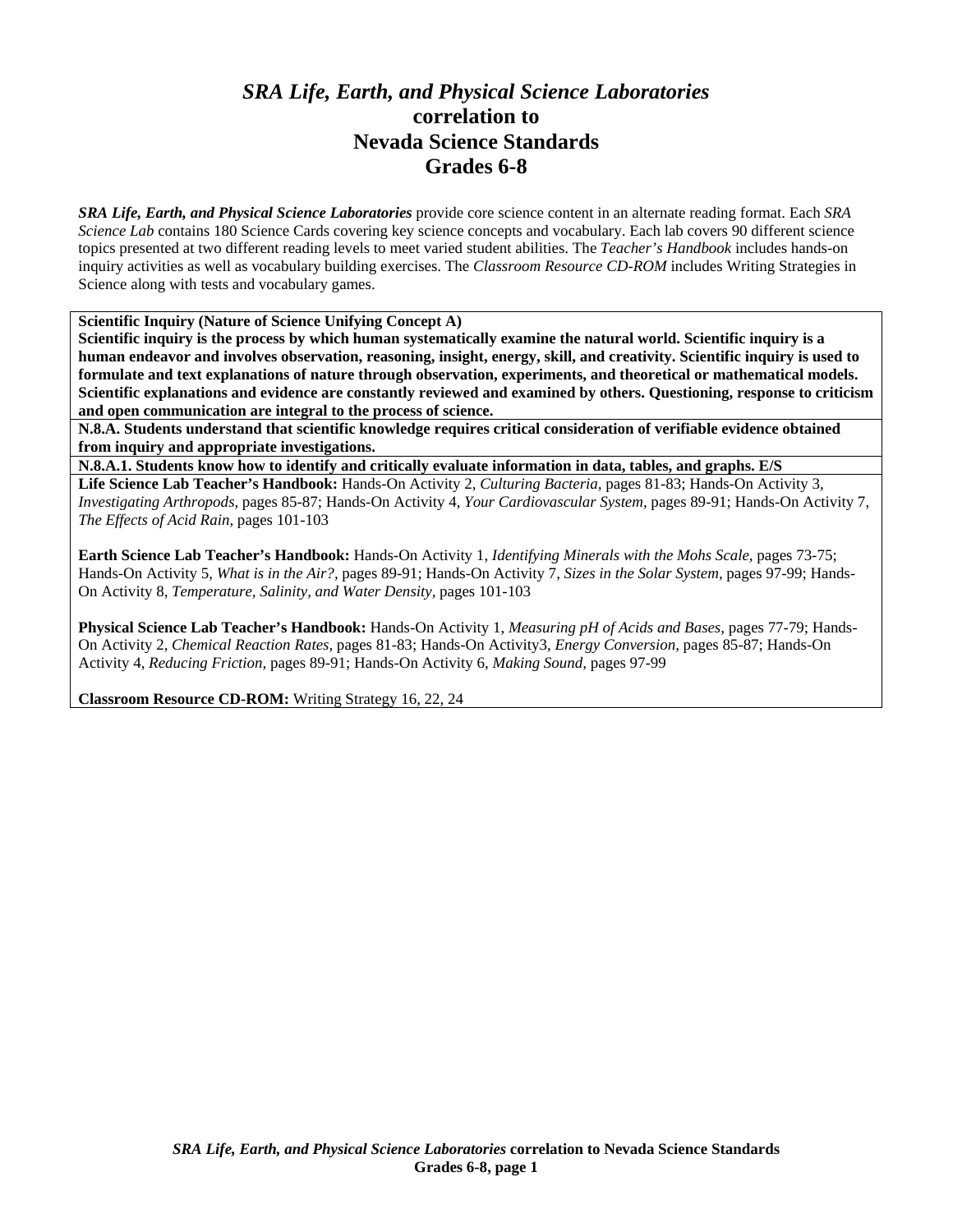# *SRA Life, Earth, and Physical Science Laboratories*
## correlation to
## Nevada Science Standards
## Grades 6-8

***SRA Life, Earth, and Physical Science Laboratories*** provide core science content in an alternate reading format. Each *SRA Science Lab* contains 180 Science Cards covering key science concepts and vocabulary. Each lab covers 90 different science topics presented at two different reading levels to meet varied student abilities. The *Teacher's Handbook* includes hands-on inquiry activities as well as vocabulary building exercises. The *Classroom Resource CD-ROM* includes Writing Strategies in Science along with tests and vocabulary games.

**Scientific Inquiry (Nature of Science Unifying Concept A)**
**Scientific inquiry is the process by which human systematically examine the natural world. Scientific inquiry is a human endeavor and involves observation, reasoning, insight, energy, skill, and creativity. Scientific inquiry is used to formulate and text explanations of nature through observation, experiments, and theoretical or mathematical models. Scientific explanations and evidence are constantly reviewed and examined by others. Questioning, response to criticism and open communication are integral to the process of science.**

**N.8.A. Students understand that scientific knowledge requires critical consideration of verifiable evidence obtained from inquiry and appropriate investigations.**

**N.8.A.1. Students know how to identify and critically evaluate information in data, tables, and graphs. E/S**

**Life Science Lab Teacher's Handbook:** Hands-On Activity 2, *Culturing Bacteria,* pages 81-83; Hands-On Activity 3, *Investigating Arthropods,* pages 85-87; Hands-On Activity 4, *Your Cardiovascular System,* pages 89-91; Hands-On Activity 7, *The Effects of Acid Rain,* pages 101-103

**Earth Science Lab Teacher's Handbook:** Hands-On Activity 1, *Identifying Minerals with the Mohs Scale,* pages 73-75; Hands-On Activity 5, *What is in the Air?,* pages 89-91; Hands-On Activity 7, *Sizes in the Solar System,* pages 97-99; Hands-On Activity 8, *Temperature, Salinity, and Water Density,* pages 101-103

**Physical Science Lab Teacher's Handbook:** Hands-On Activity 1, *Measuring pH of Acids and Bases,* pages 77-79; Hands-On Activity 2, *Chemical Reaction Rates,* pages 81-83; Hands-On Activity3, *Energy Conversion,* pages 85-87; Hands-On Activity 4, *Reducing Friction,* pages 89-91; Hands-On Activity 6, *Making Sound,* pages 97-99

**Classroom Resource CD-ROM:** Writing Strategy 16, 22, 24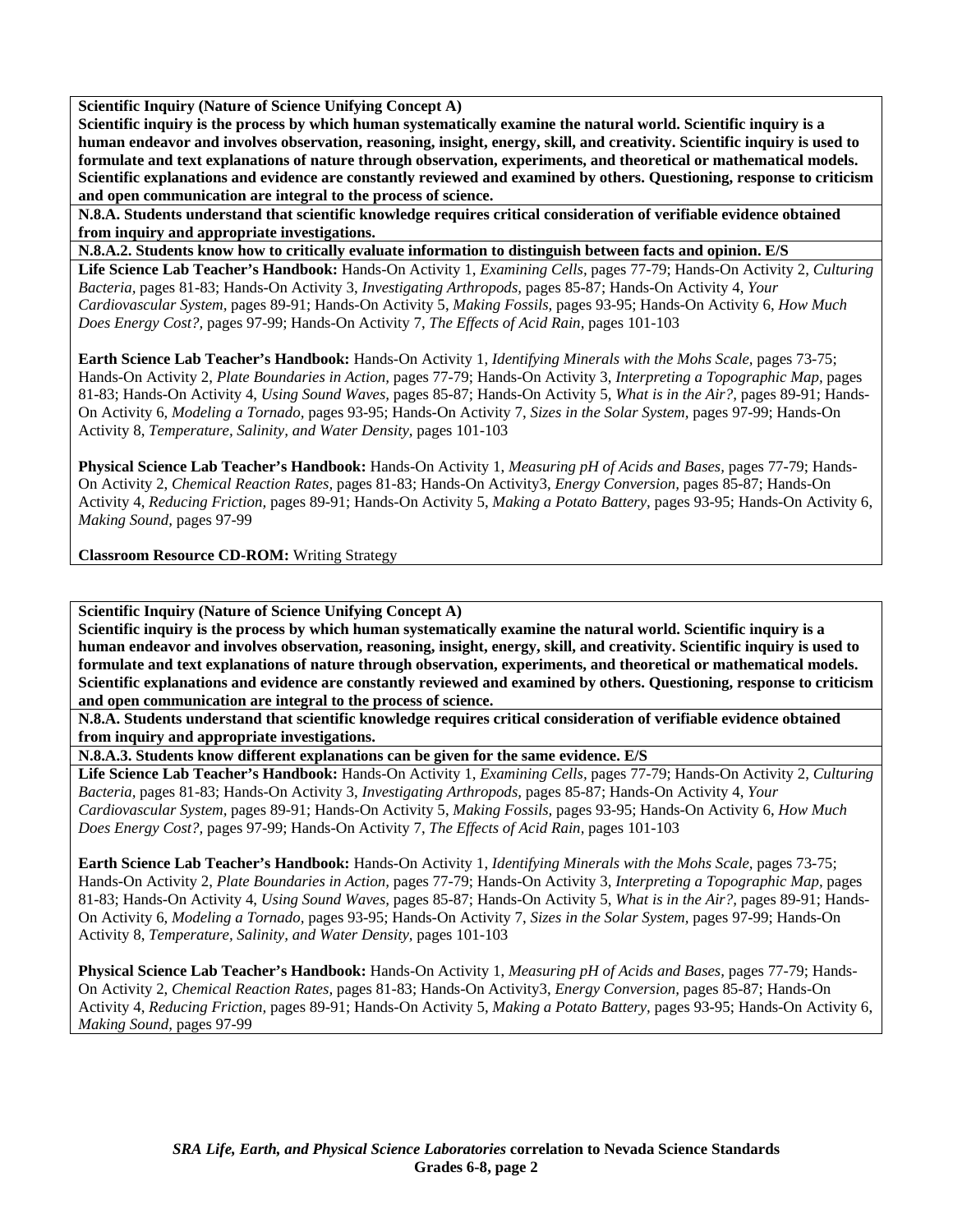**Scientific Inquiry (Nature of Science Unifying Concept A)**
**Scientific inquiry is the process by which human systematically examine the natural world. Scientific inquiry is a human endeavor and involves observation, reasoning, insight, energy, skill, and creativity. Scientific inquiry is used to formulate and text explanations of nature through observation, experiments, and theoretical or mathematical models. Scientific explanations and evidence are constantly reviewed and examined by others. Questioning, response to criticism and open communication are integral to the process of science.**

**N.8.A. Students understand that scientific knowledge requires critical consideration of verifiable evidence obtained from inquiry and appropriate investigations.**

**N.8.A.2. Students know how to critically evaluate information to distinguish between facts and opinion. E/S**

**Life Science Lab Teacher's Handbook:** Hands-On Activity 1, *Examining Cells,* pages 77-79; Hands-On Activity 2, *Culturing Bacteria,* pages 81-83; Hands-On Activity 3, *Investigating Arthropods,* pages 85-87; Hands-On Activity 4, *Your Cardiovascular System,* pages 89-91; Hands-On Activity 5, *Making Fossils,* pages 93-95; Hands-On Activity 6, *How Much Does Energy Cost?,* pages 97-99; Hands-On Activity 7, *The Effects of Acid Rain,* pages 101-103

**Earth Science Lab Teacher's Handbook:** Hands-On Activity 1, *Identifying Minerals with the Mohs Scale,* pages 73-75; Hands-On Activity 2, *Plate Boundaries in Action,* pages 77-79; Hands-On Activity 3, *Interpreting a Topographic Map,* pages 81-83; Hands-On Activity 4, *Using Sound Waves,* pages 85-87; Hands-On Activity 5, *What is in the Air?,* pages 89-91; Hands-On Activity 6, *Modeling a Tornado,* pages 93-95; Hands-On Activity 7, *Sizes in the Solar System,* pages 97-99; Hands-On Activity 8, *Temperature, Salinity, and Water Density,* pages 101-103

**Physical Science Lab Teacher's Handbook:** Hands-On Activity 1, *Measuring pH of Acids and Bases,* pages 77-79; Hands-On Activity 2, *Chemical Reaction Rates,* pages 81-83; Hands-On Activity3, *Energy Conversion,* pages 85-87; Hands-On Activity 4, *Reducing Friction,* pages 89-91; Hands-On Activity 5, *Making a Potato Battery,* pages 93-95; Hands-On Activity 6, *Making Sound,* pages 97-99

**Classroom Resource CD-ROM:** Writing Strategy

**Scientific Inquiry (Nature of Science Unifying Concept A)**
**Scientific inquiry is the process by which human systematically examine the natural world. Scientific inquiry is a human endeavor and involves observation, reasoning, insight, energy, skill, and creativity. Scientific inquiry is used to formulate and text explanations of nature through observation, experiments, and theoretical or mathematical models. Scientific explanations and evidence are constantly reviewed and examined by others. Questioning, response to criticism and open communication are integral to the process of science.**

**N.8.A. Students understand that scientific knowledge requires critical consideration of verifiable evidence obtained from inquiry and appropriate investigations.**

**N.8.A.3. Students know different explanations can be given for the same evidence. E/S**

**Life Science Lab Teacher's Handbook:** Hands-On Activity 1, *Examining Cells,* pages 77-79; Hands-On Activity 2, *Culturing Bacteria,* pages 81-83; Hands-On Activity 3, *Investigating Arthropods,* pages 85-87; Hands-On Activity 4, *Your Cardiovascular System,* pages 89-91; Hands-On Activity 5, *Making Fossils,* pages 93-95; Hands-On Activity 6, *How Much Does Energy Cost?,* pages 97-99; Hands-On Activity 7, *The Effects of Acid Rain,* pages 101-103

**Earth Science Lab Teacher's Handbook:** Hands-On Activity 1, *Identifying Minerals with the Mohs Scale,* pages 73-75; Hands-On Activity 2, *Plate Boundaries in Action,* pages 77-79; Hands-On Activity 3, *Interpreting a Topographic Map,* pages 81-83; Hands-On Activity 4, *Using Sound Waves,* pages 85-87; Hands-On Activity 5, *What is in the Air?,* pages 89-91; Hands-On Activity 6, *Modeling a Tornado,* pages 93-95; Hands-On Activity 7, *Sizes in the Solar System,* pages 97-99; Hands-On Activity 8, *Temperature, Salinity, and Water Density,* pages 101-103

**Physical Science Lab Teacher's Handbook:** Hands-On Activity 1, *Measuring pH of Acids and Bases,* pages 77-79; Hands-On Activity 2, *Chemical Reaction Rates,* pages 81-83; Hands-On Activity3, *Energy Conversion,* pages 85-87; Hands-On Activity 4, *Reducing Friction,* pages 89-91; Hands-On Activity 5, *Making a Potato Battery,* pages 93-95; Hands-On Activity 6, *Making Sound,* pages 97-99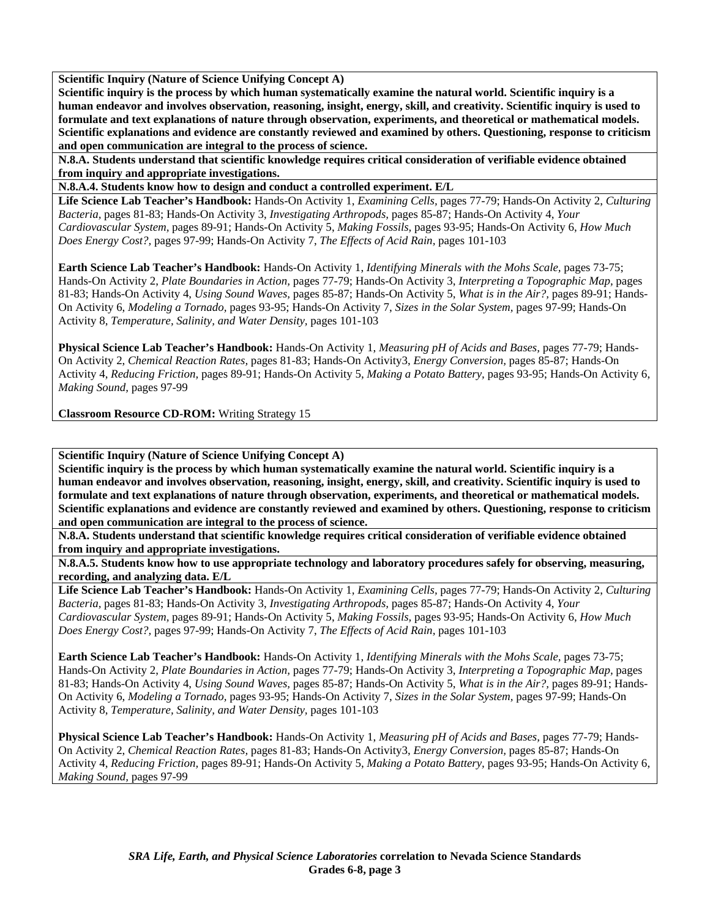**Scientific Inquiry (Nature of Science Unifying Concept A)**

**Scientific inquiry is the process by which human systematically examine the natural world. Scientific inquiry is a human endeavor and involves observation, reasoning, insight, energy, skill, and creativity. Scientific inquiry is used to formulate and text explanations of nature through observation, experiments, and theoretical or mathematical models. Scientific explanations and evidence are constantly reviewed and examined by others. Questioning, response to criticism and open communication are integral to the process of science.**

**N.8.A. Students understand that scientific knowledge requires critical consideration of verifiable evidence obtained from inquiry and appropriate investigations.**

**N.8.A.4. Students know how to design and conduct a controlled experiment. E/L**

**Life Science Lab Teacher's Handbook:** Hands-On Activity 1, *Examining Cells*, pages 77-79; Hands-On Activity 2, *Culturing Bacteria,* pages 81-83; Hands-On Activity 3, *Investigating Arthropods,* pages 85-87; Hands-On Activity 4, *Your Cardiovascular System,* pages 89-91; Hands-On Activity 5, *Making Fossils,* pages 93-95; Hands-On Activity 6, *How Much Does Energy Cost?,* pages 97-99; Hands-On Activity 7, *The Effects of Acid Rain,* pages 101-103

**Earth Science Lab Teacher's Handbook:** Hands-On Activity 1, *Identifying Minerals with the Mohs Scale,* pages 73-75; Hands-On Activity 2, *Plate Boundaries in Action,* pages 77-79; Hands-On Activity 3, *Interpreting a Topographic Map,* pages 81-83; Hands-On Activity 4, *Using Sound Waves,* pages 85-87; Hands-On Activity 5, *What is in the Air?,* pages 89-91; Hands-On Activity 6, *Modeling a Tornado,* pages 93-95; Hands-On Activity 7, *Sizes in the Solar System,* pages 97-99; Hands-On Activity 8, *Temperature, Salinity, and Water Density,* pages 101-103

**Physical Science Lab Teacher's Handbook:** Hands-On Activity 1, *Measuring pH of Acids and Bases,* pages 77-79; Hands-On Activity 2, *Chemical Reaction Rates,* pages 81-83; Hands-On Activity3, *Energy Conversion,* pages 85-87; Hands-On Activity 4, *Reducing Friction,* pages 89-91; Hands-On Activity 5, *Making a Potato Battery,* pages 93-95; Hands-On Activity 6, *Making Sound,* pages 97-99

**Classroom Resource CD-ROM:** Writing Strategy 15

**Scientific Inquiry (Nature of Science Unifying Concept A)**

**Scientific inquiry is the process by which human systematically examine the natural world. Scientific inquiry is a human endeavor and involves observation, reasoning, insight, energy, skill, and creativity. Scientific inquiry is used to formulate and text explanations of nature through observation, experiments, and theoretical or mathematical models. Scientific explanations and evidence are constantly reviewed and examined by others. Questioning, response to criticism and open communication are integral to the process of science.**

**N.8.A. Students understand that scientific knowledge requires critical consideration of verifiable evidence obtained from inquiry and appropriate investigations.**

**N.8.A.5. Students know how to use appropriate technology and laboratory procedures safely for observing, measuring, recording, and analyzing data. E/L**

**Life Science Lab Teacher's Handbook:** Hands-On Activity 1, *Examining Cells*, pages 77-79; Hands-On Activity 2, *Culturing Bacteria,* pages 81-83; Hands-On Activity 3, *Investigating Arthropods,* pages 85-87; Hands-On Activity 4, *Your Cardiovascular System,* pages 89-91; Hands-On Activity 5, *Making Fossils,* pages 93-95; Hands-On Activity 6, *How Much Does Energy Cost?,* pages 97-99; Hands-On Activity 7, *The Effects of Acid Rain,* pages 101-103

**Earth Science Lab Teacher's Handbook:** Hands-On Activity 1, *Identifying Minerals with the Mohs Scale,* pages 73-75; Hands-On Activity 2, *Plate Boundaries in Action,* pages 77-79; Hands-On Activity 3, *Interpreting a Topographic Map,* pages 81-83; Hands-On Activity 4, *Using Sound Waves,* pages 85-87; Hands-On Activity 5, *What is in the Air?,* pages 89-91; Hands-On Activity 6, *Modeling a Tornado,* pages 93-95; Hands-On Activity 7, *Sizes in the Solar System,* pages 97-99; Hands-On Activity 8, *Temperature, Salinity, and Water Density,* pages 101-103

**Physical Science Lab Teacher's Handbook:** Hands-On Activity 1, *Measuring pH of Acids and Bases,* pages 77-79; Hands-On Activity 2, *Chemical Reaction Rates,* pages 81-83; Hands-On Activity3, *Energy Conversion,* pages 85-87; Hands-On Activity 4, *Reducing Friction,* pages 89-91; Hands-On Activity 5, *Making a Potato Battery,* pages 93-95; Hands-On Activity 6, *Making Sound,* pages 97-99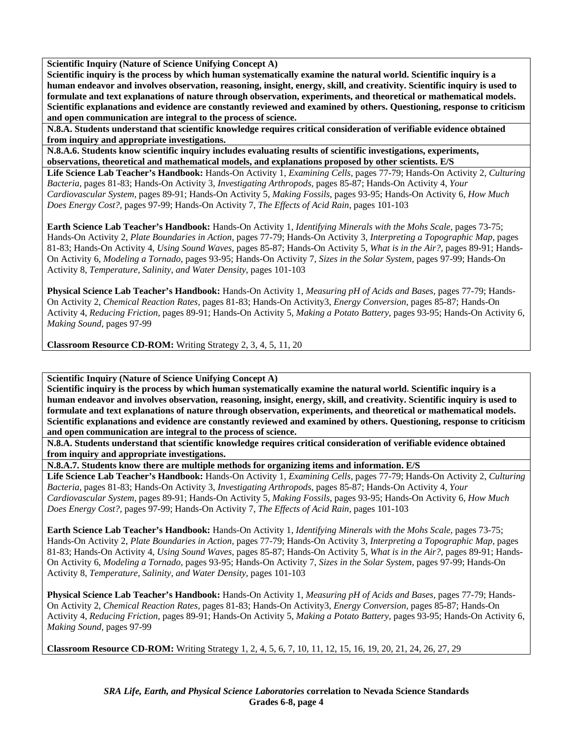**Scientific Inquiry (Nature of Science Unifying Concept A)**
**Scientific inquiry is the process by which human systematically examine the natural world. Scientific inquiry is a human endeavor and involves observation, reasoning, insight, energy, skill, and creativity. Scientific inquiry is used to formulate and text explanations of nature through observation, experiments, and theoretical or mathematical models. Scientific explanations and evidence are constantly reviewed and examined by others. Questioning, response to criticism and open communication are integral to the process of science.**

**N.8.A. Students understand that scientific knowledge requires critical consideration of verifiable evidence obtained from inquiry and appropriate investigations.**

**N.8.A.6. Students know scientific inquiry includes evaluating results of scientific investigations, experiments, observations, theoretical and mathematical models, and explanations proposed by other scientists. E/S**

**Life Science Lab Teacher's Handbook:** Hands-On Activity 1, *Examining Cells*, pages 77-79; Hands-On Activity 2, *Culturing Bacteria*, pages 81-83; Hands-On Activity 3, *Investigating Arthropods*, pages 85-87; Hands-On Activity 4, *Your Cardiovascular System*, pages 89-91; Hands-On Activity 5, *Making Fossils*, pages 93-95; Hands-On Activity 6, *How Much Does Energy Cost?*, pages 97-99; Hands-On Activity 7, *The Effects of Acid Rain*, pages 101-103

**Earth Science Lab Teacher's Handbook:** Hands-On Activity 1, *Identifying Minerals with the Mohs Scale*, pages 73-75; Hands-On Activity 2, *Plate Boundaries in Action*, pages 77-79; Hands-On Activity 3, *Interpreting a Topographic Map*, pages 81-83; Hands-On Activity 4, *Using Sound Waves*, pages 85-87; Hands-On Activity 5, *What is in the Air?*, pages 89-91; Hands-On Activity 6, *Modeling a Tornado*, pages 93-95; Hands-On Activity 7, *Sizes in the Solar System*, pages 97-99; Hands-On Activity 8, *Temperature, Salinity, and Water Density*, pages 101-103

**Physical Science Lab Teacher's Handbook:** Hands-On Activity 1, *Measuring pH of Acids and Bases*, pages 77-79; Hands-On Activity 2, *Chemical Reaction Rates*, pages 81-83; Hands-On Activity3, *Energy Conversion*, pages 85-87; Hands-On Activity 4, *Reducing Friction*, pages 89-91; Hands-On Activity 5, *Making a Potato Battery*, pages 93-95; Hands-On Activity 6, *Making Sound*, pages 97-99

**Classroom Resource CD-ROM:** Writing Strategy 2, 3, 4, 5, 11, 20

**Scientific Inquiry (Nature of Science Unifying Concept A)**
**Scientific inquiry is the process by which human systematically examine the natural world. Scientific inquiry is a human endeavor and involves observation, reasoning, insight, energy, skill, and creativity. Scientific inquiry is used to formulate and text explanations of nature through observation, experiments, and theoretical or mathematical models. Scientific explanations and evidence are constantly reviewed and examined by others. Questioning, response to criticism and open communication are integral to the process of science.**

**N.8.A. Students understand that scientific knowledge requires critical consideration of verifiable evidence obtained from inquiry and appropriate investigations.**

**N.8.A.7. Students know there are multiple methods for organizing items and information. E/S**

**Life Science Lab Teacher's Handbook:** Hands-On Activity 1, *Examining Cells*, pages 77-79; Hands-On Activity 2, *Culturing Bacteria*, pages 81-83; Hands-On Activity 3, *Investigating Arthropods*, pages 85-87; Hands-On Activity 4, *Your Cardiovascular System*, pages 89-91; Hands-On Activity 5, *Making Fossils*, pages 93-95; Hands-On Activity 6, *How Much Does Energy Cost?*, pages 97-99; Hands-On Activity 7, *The Effects of Acid Rain*, pages 101-103

**Earth Science Lab Teacher's Handbook:** Hands-On Activity 1, *Identifying Minerals with the Mohs Scale*, pages 73-75; Hands-On Activity 2, *Plate Boundaries in Action*, pages 77-79; Hands-On Activity 3, *Interpreting a Topographic Map*, pages 81-83; Hands-On Activity 4, *Using Sound Waves*, pages 85-87; Hands-On Activity 5, *What is in the Air?*, pages 89-91; Hands-On Activity 6, *Modeling a Tornado*, pages 93-95; Hands-On Activity 7, *Sizes in the Solar System*, pages 97-99; Hands-On Activity 8, *Temperature, Salinity, and Water Density*, pages 101-103

**Physical Science Lab Teacher's Handbook:** Hands-On Activity 1, *Measuring pH of Acids and Bases*, pages 77-79; Hands-On Activity 2, *Chemical Reaction Rates*, pages 81-83; Hands-On Activity3, *Energy Conversion*, pages 85-87; Hands-On Activity 4, *Reducing Friction*, pages 89-91; Hands-On Activity 5, *Making a Potato Battery*, pages 93-95; Hands-On Activity 6, *Making Sound*, pages 97-99

**Classroom Resource CD-ROM:** Writing Strategy 1, 2, 4, 5, 6, 7, 10, 11, 12, 15, 16, 19, 20, 21, 24, 26, 27, 29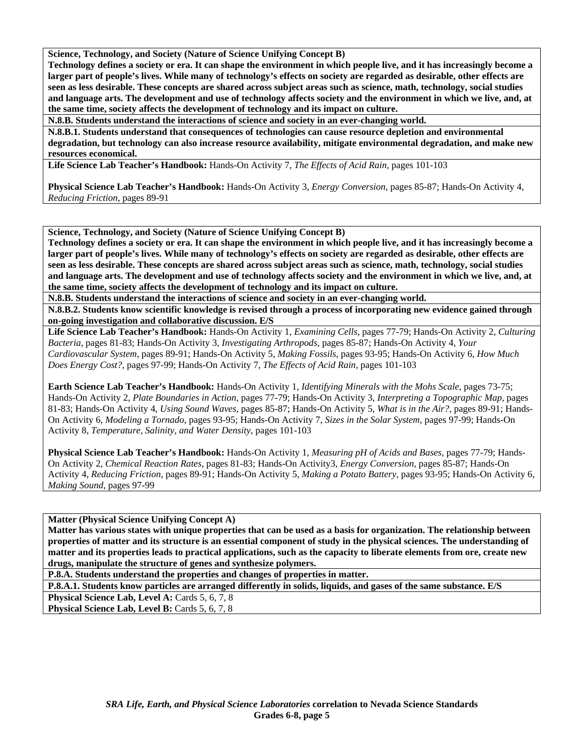**Science, Technology, and Society (Nature of Science Unifying Concept B)**
**Technology defines a society or era. It can shape the environment in which people live, and it has increasingly become a larger part of people's lives. While many of technology's effects on society are regarded as desirable, other effects are seen as less desirable. These concepts are shared across subject areas such as science, math, technology, social studies and language arts. The development and use of technology affects society and the environment in which we live, and, at the same time, society affects the development of technology and its impact on culture.**

**N.8.B. Students understand the interactions of science and society in an ever-changing world.**

**N.8.B.1. Students understand that consequences of technologies can cause resource depletion and environmental degradation, but technology can also increase resource availability, mitigate environmental degradation, and make new resources economical.**

**Life Science Lab Teacher's Handbook:** Hands-On Activity 7, *The Effects of Acid Rain,* pages 101-103

**Physical Science Lab Teacher's Handbook:** Hands-On Activity 3, *Energy Conversion*, pages 85-87; Hands-On Activity 4, *Reducing Friction,* pages 89-91

---

**Science, Technology, and Society (Nature of Science Unifying Concept B)**
**Technology defines a society or era. It can shape the environment in which people live, and it has increasingly become a larger part of people's lives. While many of technology's effects on society are regarded as desirable, other effects are seen as less desirable. These concepts are shared across subject areas such as science, math, technology, social studies and language arts. The development and use of technology affects society and the environment in which we live, and, at the same time, society affects the development of technology and its impact on culture.**

**N.8.B. Students understand the interactions of science and society in an ever-changing world.**

**N.8.B.2. Students know scientific knowledge is revised through a process of incorporating new evidence gained through on-going investigation and collaborative discussion. E/S**

**Life Science Lab Teacher's Handbook:** Hands-On Activity 1, *Examining Cells,* pages 77-79; Hands-On Activity 2, *Culturing Bacteria,* pages 81-83; Hands-On Activity 3, *Investigating Arthropods,* pages 85-87; Hands-On Activity 4, *Your Cardiovascular System,* pages 89-91; Hands-On Activity 5, *Making Fossils,* pages 93-95; Hands-On Activity 6, *How Much Does Energy Cost?,* pages 97-99; Hands-On Activity 7, *The Effects of Acid Rain,* pages 101-103

**Earth Science Lab Teacher's Handbook:** Hands-On Activity 1, *Identifying Minerals with the Mohs Scale,* pages 73-75; Hands-On Activity 2, *Plate Boundaries in Action,* pages 77-79; Hands-On Activity 3, *Interpreting a Topographic Map,* pages 81-83; Hands-On Activity 4, *Using Sound Waves,* pages 85-87; Hands-On Activity 5, *What is in the Air?,* pages 89-91; Hands-On Activity 6, *Modeling a Tornado,* pages 93-95; Hands-On Activity 7, *Sizes in the Solar System,* pages 97-99; Hands-On Activity 8, *Temperature, Salinity, and Water Density,* pages 101-103

**Physical Science Lab Teacher's Handbook:** Hands-On Activity 1, *Measuring pH of Acids and Bases,* pages 77-79; Hands-On Activity 2, *Chemical Reaction Rates,* pages 81-83; Hands-On Activity3, *Energy Conversion,* pages 85-87; Hands-On Activity 4, *Reducing Friction,* pages 89-91; Hands-On Activity 5, *Making a Potato Battery*, pages 93-95; Hands-On Activity 6, *Making Sound,* pages 97-99

---

**Matter (Physical Science Unifying Concept A)**
**Matter has various states with unique properties that can be used as a basis for organization. The relationship between properties of matter and its structure is an essential component of study in the physical sciences. The understanding of matter and its properties leads to practical applications, such as the capacity to liberate elements from ore, create new drugs, manipulate the structure of genes and synthesize polymers.**

**P.8.A. Students understand the properties and changes of properties in matter.**

**P.8.A.1. Students know particles are arranged differently in solids, liquids, and gases of the same substance. E/S**

**Physical Science Lab, Level A:** Cards 5, 6, 7, 8
**Physical Science Lab, Level B:** Cards 5, 6, 7, 8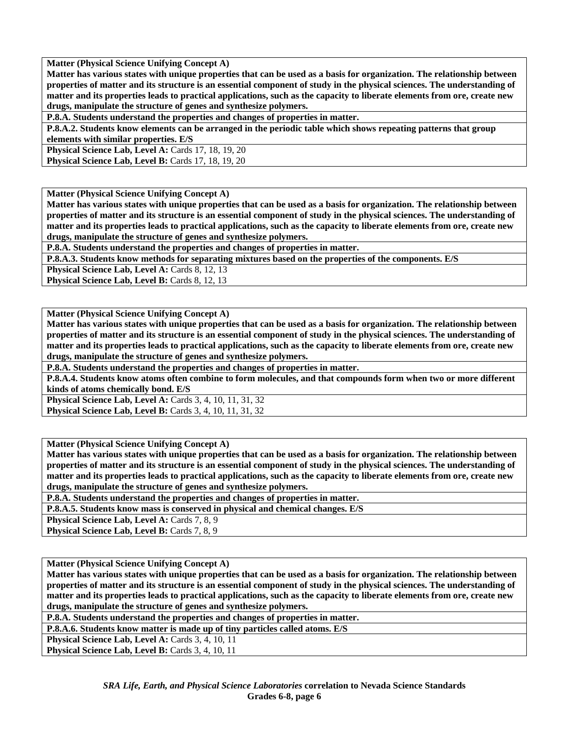**Matter (Physical Science Unifying Concept A)**
**Matter has various states with unique properties that can be used as a basis for organization. The relationship between properties of matter and its structure is an essential component of study in the physical sciences. The understanding of matter and its properties leads to practical applications, such as the capacity to liberate elements from ore, create new drugs, manipulate the structure of genes and synthesize polymers.**

**P.8.A. Students understand the properties and changes of properties in matter.**

**P.8.A.2. Students know elements can be arranged in the periodic table which shows repeating patterns that group elements with similar properties. E/S**

**Physical Science Lab, Level A:** Cards 17, 18, 19, 20
**Physical Science Lab, Level B:** Cards 17, 18, 19, 20

---

**Matter (Physical Science Unifying Concept A)**
**Matter has various states with unique properties that can be used as a basis for organization. The relationship between properties of matter and its structure is an essential component of study in the physical sciences. The understanding of matter and its properties leads to practical applications, such as the capacity to liberate elements from ore, create new drugs, manipulate the structure of genes and synthesize polymers.**

**P.8.A. Students understand the properties and changes of properties in matter.**

**P.8.A.3. Students know methods for separating mixtures based on the properties of the components. E/S**

**Physical Science Lab, Level A:** Cards 8, 12, 13
**Physical Science Lab, Level B:** Cards 8, 12, 13

---

**Matter (Physical Science Unifying Concept A)**
**Matter has various states with unique properties that can be used as a basis for organization. The relationship between properties of matter and its structure is an essential component of study in the physical sciences. The understanding of matter and its properties leads to practical applications, such as the capacity to liberate elements from ore, create new drugs, manipulate the structure of genes and synthesize polymers.**

**P.8.A. Students understand the properties and changes of properties in matter.**

**P.8.A.4. Students know atoms often combine to form molecules, and that compounds form when two or more different kinds of atoms chemically bond. E/S**

**Physical Science Lab, Level A:** Cards 3, 4, 10, 11, 31, 32
**Physical Science Lab, Level B:** Cards 3, 4, 10, 11, 31, 32

---

**Matter (Physical Science Unifying Concept A)**
**Matter has various states with unique properties that can be used as a basis for organization. The relationship between properties of matter and its structure is an essential component of study in the physical sciences. The understanding of matter and its properties leads to practical applications, such as the capacity to liberate elements from ore, create new drugs, manipulate the structure of genes and synthesize polymers.**

**P.8.A. Students understand the properties and changes of properties in matter.**

**P.8.A.5. Students know mass is conserved in physical and chemical changes. E/S**

**Physical Science Lab, Level A:** Cards 7, 8, 9
**Physical Science Lab, Level B:** Cards 7, 8, 9

---

**Matter (Physical Science Unifying Concept A)**
**Matter has various states with unique properties that can be used as a basis for organization. The relationship between properties of matter and its structure is an essential component of study in the physical sciences. The understanding of matter and its properties leads to practical applications, such as the capacity to liberate elements from ore, create new drugs, manipulate the structure of genes and synthesize polymers.**

**P.8.A. Students understand the properties and changes of properties in matter.**

**P.8.A.6. Students know matter is made up of tiny particles called atoms. E/S**

**Physical Science Lab, Level A:** Cards 3, 4, 10, 11
**Physical Science Lab, Level B:** Cards 3, 4, 10, 11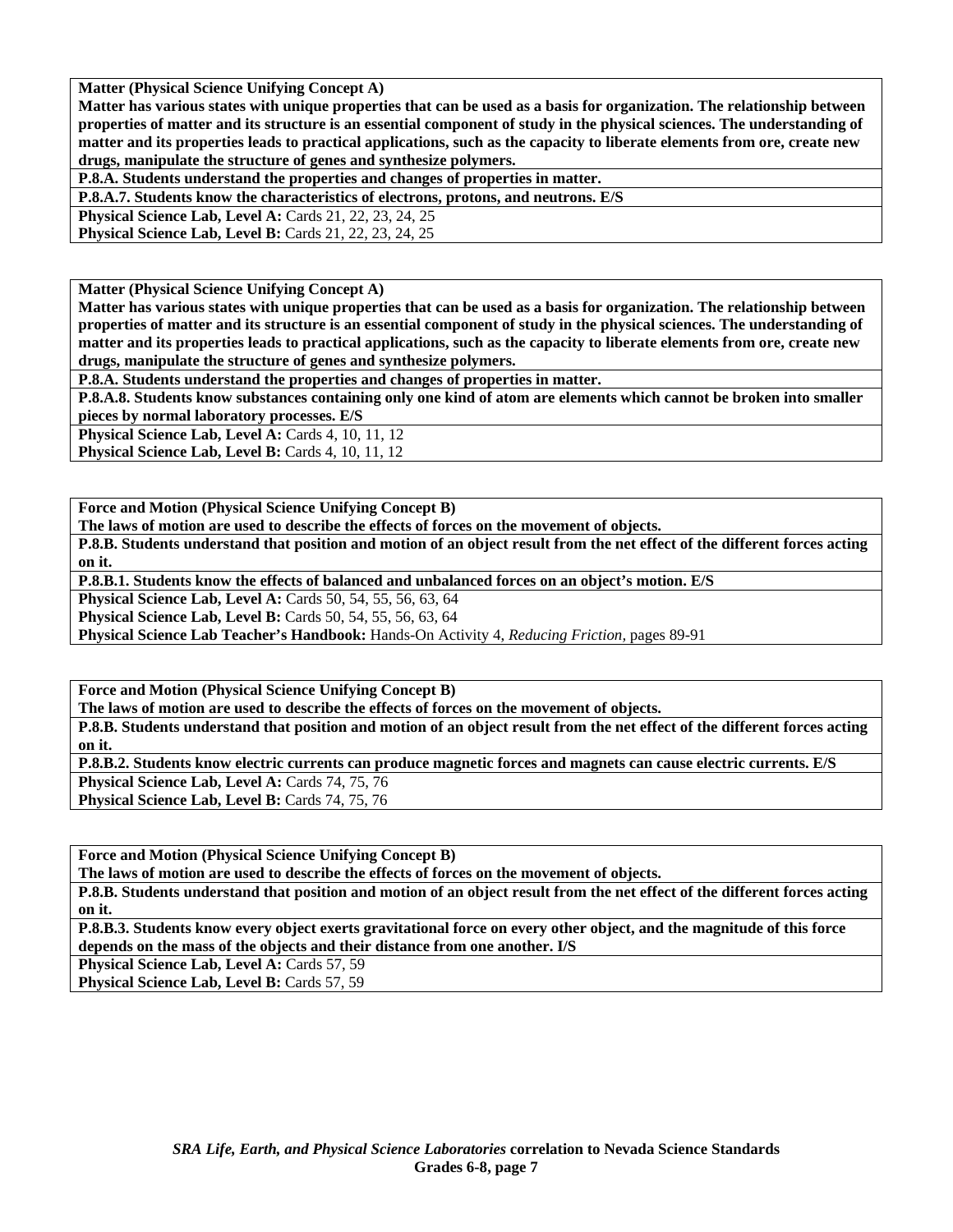**Matter (Physical Science Unifying Concept A)**
**Matter has various states with unique properties that can be used as a basis for organization. The relationship between properties of matter and its structure is an essential component of study in the physical sciences. The understanding of matter and its properties leads to practical applications, such as the capacity to liberate elements from ore, create new drugs, manipulate the structure of genes and synthesize polymers.**

**P.8.A. Students understand the properties and changes of properties in matter.**

**P.8.A.7. Students know the characteristics of electrons, protons, and neutrons. E/S**

**Physical Science Lab, Level A:** Cards 21, 22, 23, 24, 25
**Physical Science Lab, Level B:** Cards 21, 22, 23, 24, 25

---

**Matter (Physical Science Unifying Concept A)**
**Matter has various states with unique properties that can be used as a basis for organization. The relationship between properties of matter and its structure is an essential component of study in the physical sciences. The understanding of matter and its properties leads to practical applications, such as the capacity to liberate elements from ore, create new drugs, manipulate the structure of genes and synthesize polymers.**

**P.8.A. Students understand the properties and changes of properties in matter.**

**P.8.A.8. Students know substances containing only one kind of atom are elements which cannot be broken into smaller pieces by normal laboratory processes. E/S**

**Physical Science Lab, Level A:** Cards 4, 10, 11, 12
**Physical Science Lab, Level B:** Cards 4, 10, 11, 12

---

**Force and Motion (Physical Science Unifying Concept B)**
**The laws of motion are used to describe the effects of forces on the movement of objects.**

**P.8.B. Students understand that position and motion of an object result from the net effect of the different forces acting on it.**

**P.8.B.1. Students know the effects of balanced and unbalanced forces on an object's motion. E/S**

**Physical Science Lab, Level A:** Cards 50, 54, 55, 56, 63, 64
**Physical Science Lab, Level B:** Cards 50, 54, 55, 56, 63, 64
**Physical Science Lab Teacher's Handbook:** Hands-On Activity 4, *Reducing Friction,* pages 89-91

---

**Force and Motion (Physical Science Unifying Concept B)**
**The laws of motion are used to describe the effects of forces on the movement of objects.**

**P.8.B. Students understand that position and motion of an object result from the net effect of the different forces acting on it.**

**P.8.B.2. Students know electric currents can produce magnetic forces and magnets can cause electric currents. E/S**

**Physical Science Lab, Level A:** Cards 74, 75, 76
**Physical Science Lab, Level B:** Cards 74, 75, 76

---

**Force and Motion (Physical Science Unifying Concept B)**
**The laws of motion are used to describe the effects of forces on the movement of objects.**

**P.8.B. Students understand that position and motion of an object result from the net effect of the different forces acting on it.**

**P.8.B.3. Students know every object exerts gravitational force on every other object, and the magnitude of this force depends on the mass of the objects and their distance from one another. I/S**

**Physical Science Lab, Level A:** Cards 57, 59
**Physical Science Lab, Level B:** Cards 57, 59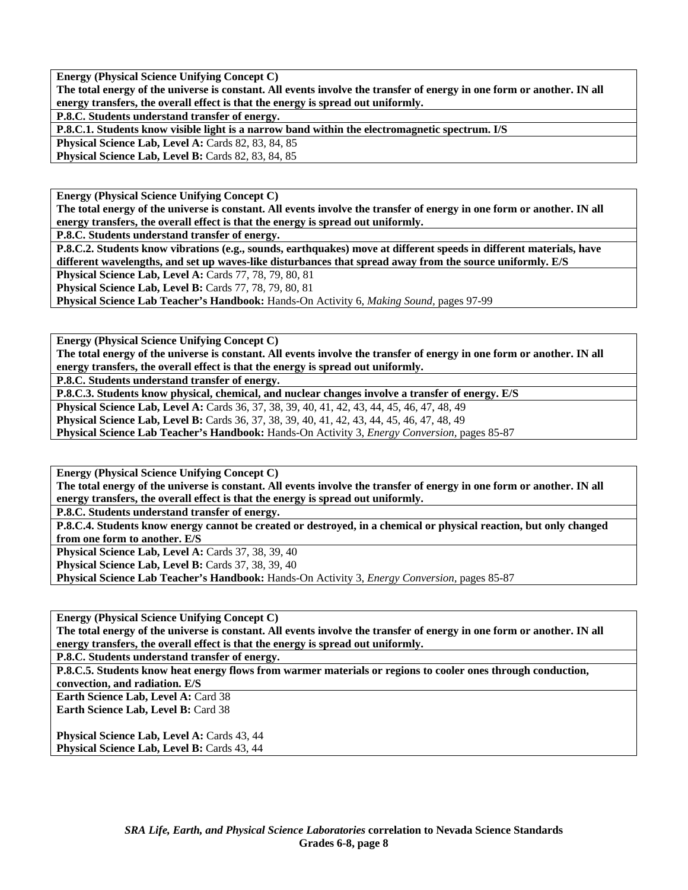**Energy (Physical Science Unifying Concept C)**
**The total energy of the universe is constant. All events involve the transfer of energy in one form or another. IN all energy transfers, the overall effect is that the energy is spread out uniformly.**
**P.8.C. Students understand transfer of energy.**
**P.8.C.1. Students know visible light is a narrow band within the electromagnetic spectrum. I/S**
**Physical Science Lab, Level A:** Cards 82, 83, 84, 85
**Physical Science Lab, Level B:** Cards 82, 83, 84, 85

**Energy (Physical Science Unifying Concept C)**
**The total energy of the universe is constant. All events involve the transfer of energy in one form or another. IN all energy transfers, the overall effect is that the energy is spread out uniformly.**
**P.8.C. Students understand transfer of energy.**
**P.8.C.2. Students know vibrations (e.g., sounds, earthquakes) move at different speeds in different materials, have different wavelengths, and set up waves-like disturbances that spread away from the source uniformly. E/S**
**Physical Science Lab, Level A:** Cards 77, 78, 79, 80, 81
**Physical Science Lab, Level B:** Cards 77, 78, 79, 80, 81
**Physical Science Lab Teacher's Handbook:** Hands-On Activity 6, *Making Sound,* pages 97-99

**Energy (Physical Science Unifying Concept C)**
**The total energy of the universe is constant. All events involve the transfer of energy in one form or another. IN all energy transfers, the overall effect is that the energy is spread out uniformly.**
**P.8.C. Students understand transfer of energy.**
**P.8.C.3. Students know physical, chemical, and nuclear changes involve a transfer of energy. E/S**
**Physical Science Lab, Level A:** Cards 36, 37, 38, 39, 40, 41, 42, 43, 44, 45, 46, 47, 48, 49
**Physical Science Lab, Level B:** Cards 36, 37, 38, 39, 40, 41, 42, 43, 44, 45, 46, 47, 48, 49
**Physical Science Lab Teacher's Handbook:** Hands-On Activity 3, *Energy Conversion,* pages 85-87

**Energy (Physical Science Unifying Concept C)**
**The total energy of the universe is constant. All events involve the transfer of energy in one form or another. IN all energy transfers, the overall effect is that the energy is spread out uniformly.**
**P.8.C. Students understand transfer of energy.**
**P.8.C.4. Students know energy cannot be created or destroyed, in a chemical or physical reaction, but only changed from one form to another. E/S**
**Physical Science Lab, Level A:** Cards 37, 38, 39, 40
**Physical Science Lab, Level B:** Cards 37, 38, 39, 40
**Physical Science Lab Teacher's Handbook:** Hands-On Activity 3, *Energy Conversion,* pages 85-87

**Energy (Physical Science Unifying Concept C)**
**The total energy of the universe is constant. All events involve the transfer of energy in one form or another. IN all energy transfers, the overall effect is that the energy is spread out uniformly.**
**P.8.C. Students understand transfer of energy.**
**P.8.C.5. Students know heat energy flows from warmer materials or regions to cooler ones through conduction, convection, and radiation. E/S**
**Earth Science Lab, Level A:** Card 38
**Earth Science Lab, Level B:** Card 38

**Physical Science Lab, Level A:** Cards 43, 44
**Physical Science Lab, Level B:** Cards 43, 44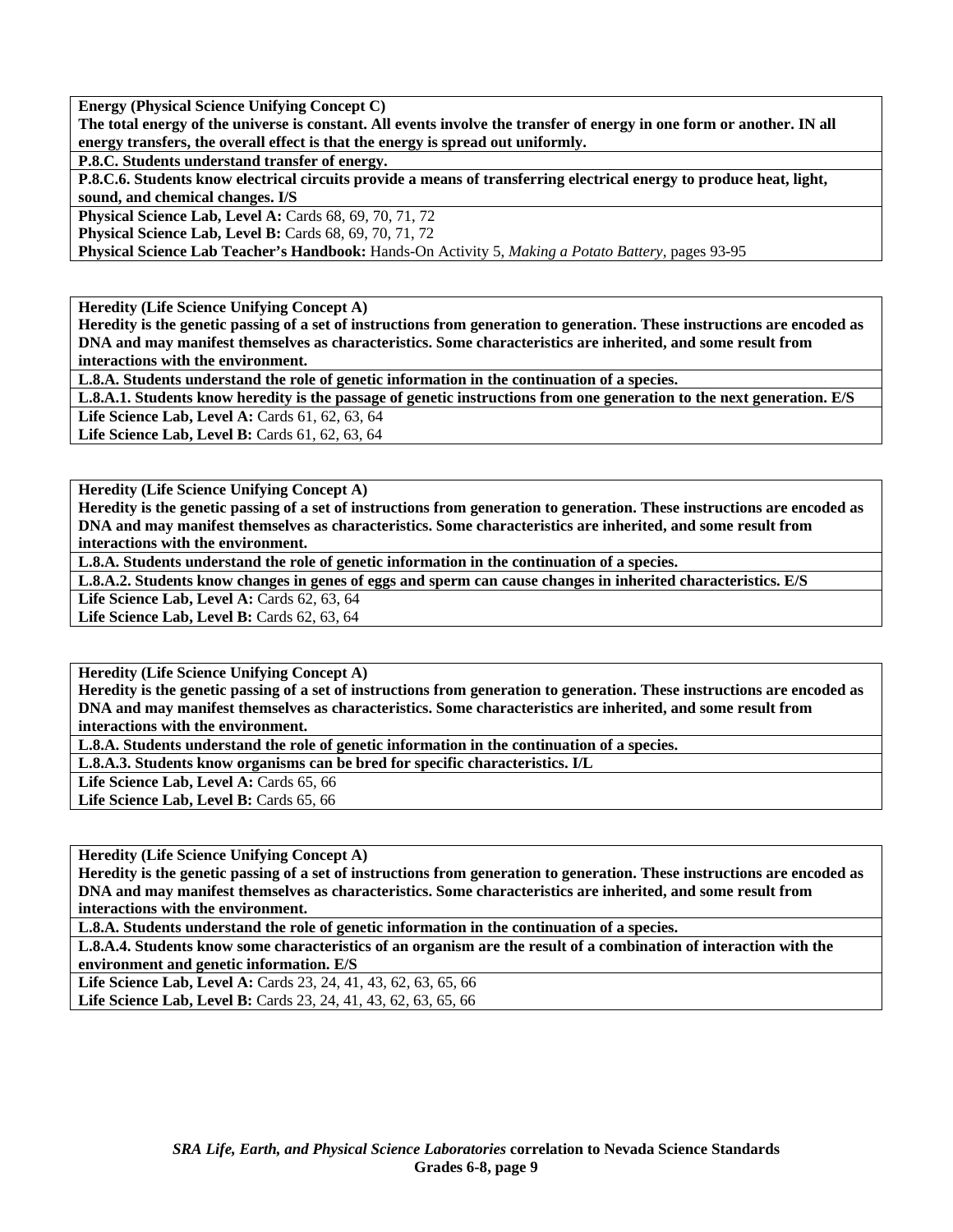**Energy (Physical Science Unifying Concept C)**
**The total energy of the universe is constant. All events involve the transfer of energy in one form or another. IN all energy transfers, the overall effect is that the energy is spread out uniformly.**

**P.8.C. Students understand transfer of energy.**

**P.8.C.6. Students know electrical circuits provide a means of transferring electrical energy to produce heat, light, sound, and chemical changes. I/S**

**Physical Science Lab, Level A:** Cards 68, 69, 70, 71, 72
**Physical Science Lab, Level B:** Cards 68, 69, 70, 71, 72
**Physical Science Lab Teacher's Handbook:** Hands-On Activity 5, *Making a Potato Battery,* pages 93-95

---

**Heredity (Life Science Unifying Concept A)**
**Heredity is the genetic passing of a set of instructions from generation to generation. These instructions are encoded as DNA and may manifest themselves as characteristics. Some characteristics are inherited, and some result from interactions with the environment.**

**L.8.A. Students understand the role of genetic information in the continuation of a species.**

**L.8.A.1. Students know heredity is the passage of genetic instructions from one generation to the next generation. E/S**

**Life Science Lab, Level A:** Cards 61, 62, 63, 64
**Life Science Lab, Level B:** Cards 61, 62, 63, 64

---

**Heredity (Life Science Unifying Concept A)**
**Heredity is the genetic passing of a set of instructions from generation to generation. These instructions are encoded as DNA and may manifest themselves as characteristics. Some characteristics are inherited, and some result from interactions with the environment.**

**L.8.A. Students understand the role of genetic information in the continuation of a species.**

**L.8.A.2. Students know changes in genes of eggs and sperm can cause changes in inherited characteristics. E/S**

**Life Science Lab, Level A:** Cards 62, 63, 64
**Life Science Lab, Level B:** Cards 62, 63, 64

---

**Heredity (Life Science Unifying Concept A)**
**Heredity is the genetic passing of a set of instructions from generation to generation. These instructions are encoded as DNA and may manifest themselves as characteristics. Some characteristics are inherited, and some result from interactions with the environment.**

**L.8.A. Students understand the role of genetic information in the continuation of a species.**

**L.8.A.3. Students know organisms can be bred for specific characteristics. I/L**

**Life Science Lab, Level A:** Cards 65, 66
**Life Science Lab, Level B:** Cards 65, 66

---

**Heredity (Life Science Unifying Concept A)**
**Heredity is the genetic passing of a set of instructions from generation to generation. These instructions are encoded as DNA and may manifest themselves as characteristics. Some characteristics are inherited, and some result from interactions with the environment.**

**L.8.A. Students understand the role of genetic information in the continuation of a species.**

**L.8.A.4. Students know some characteristics of an organism are the result of a combination of interaction with the environment and genetic information. E/S**

**Life Science Lab, Level A:** Cards 23, 24, 41, 43, 62, 63, 65, 66
**Life Science Lab, Level B:** Cards 23, 24, 41, 43, 62, 63, 65, 66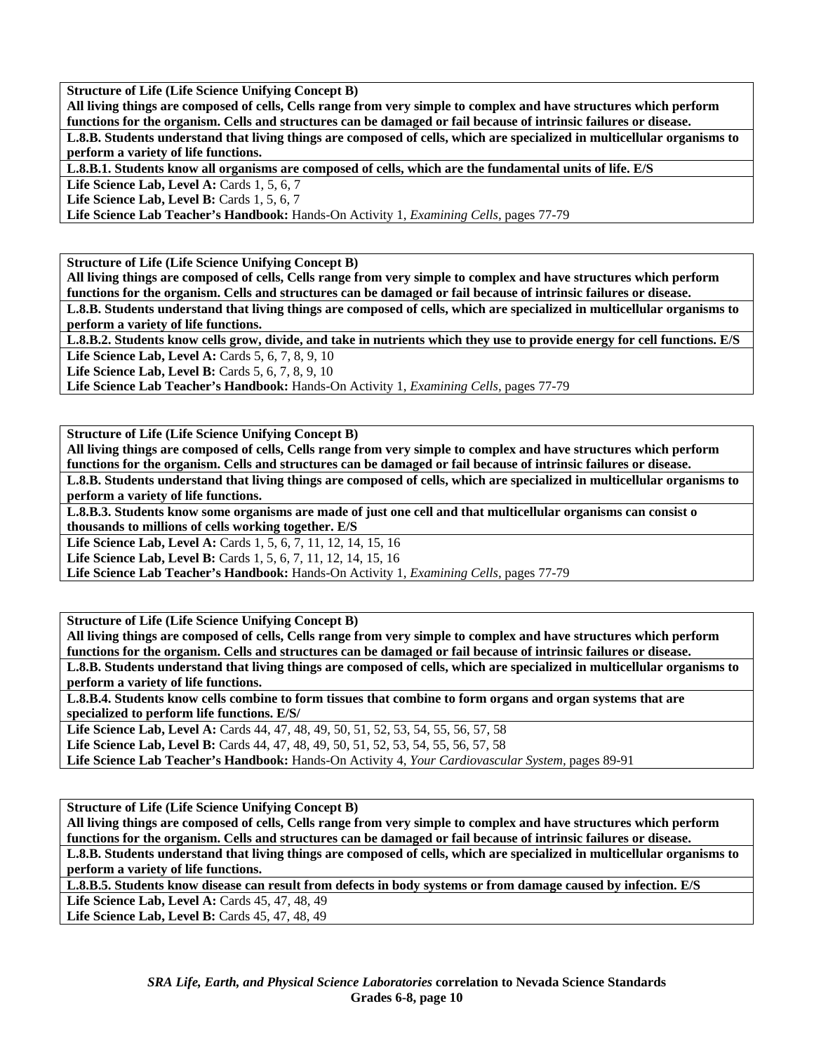**Structure of Life (Life Science Unifying Concept B)**
**All living things are composed of cells, Cells range from very simple to complex and have structures which perform functions for the organism. Cells and structures can be damaged or fail because of intrinsic failures or disease.**

**L.8.B. Students understand that living things are composed of cells, which are specialized in multicellular organisms to perform a variety of life functions.**

**L.8.B.1. Students know all organisms are composed of cells, which are the fundamental units of life. E/S**

**Life Science Lab, Level A:** Cards 1, 5, 6, 7
**Life Science Lab, Level B:** Cards 1, 5, 6, 7
**Life Science Lab Teacher's Handbook:** Hands-On Activity 1, *Examining Cells,* pages 77-79

---

**Structure of Life (Life Science Unifying Concept B)**
**All living things are composed of cells, Cells range from very simple to complex and have structures which perform functions for the organism. Cells and structures can be damaged or fail because of intrinsic failures or disease.**

**L.8.B. Students understand that living things are composed of cells, which are specialized in multicellular organisms to perform a variety of life functions.**

**L.8.B.2. Students know cells grow, divide, and take in nutrients which they use to provide energy for cell functions. E/S**

**Life Science Lab, Level A:** Cards 5, 6, 7, 8, 9, 10
**Life Science Lab, Level B:** Cards 5, 6, 7, 8, 9, 10
**Life Science Lab Teacher's Handbook:** Hands-On Activity 1, *Examining Cells,* pages 77-79

---

**Structure of Life (Life Science Unifying Concept B)**
**All living things are composed of cells, Cells range from very simple to complex and have structures which perform functions for the organism. Cells and structures can be damaged or fail because of intrinsic failures or disease.**

**L.8.B. Students understand that living things are composed of cells, which are specialized in multicellular organisms to perform a variety of life functions.**

**L.8.B.3. Students know some organisms are made of just one cell and that multicellular organisms can consist o thousands to millions of cells working together. E/S**

**Life Science Lab, Level A:** Cards 1, 5, 6, 7, 11, 12, 14, 15, 16
**Life Science Lab, Level B:** Cards 1, 5, 6, 7, 11, 12, 14, 15, 16
**Life Science Lab Teacher's Handbook:** Hands-On Activity 1, *Examining Cells,* pages 77-79

---

**Structure of Life (Life Science Unifying Concept B)**
**All living things are composed of cells, Cells range from very simple to complex and have structures which perform functions for the organism. Cells and structures can be damaged or fail because of intrinsic failures or disease.**

**L.8.B. Students understand that living things are composed of cells, which are specialized in multicellular organisms to perform a variety of life functions.**

**L.8.B.4. Students know cells combine to form tissues that combine to form organs and organ systems that are specialized to perform life functions. E/S/**

**Life Science Lab, Level A:** Cards 44, 47, 48, 49, 50, 51, 52, 53, 54, 55, 56, 57, 58
**Life Science Lab, Level B:** Cards 44, 47, 48, 49, 50, 51, 52, 53, 54, 55, 56, 57, 58
**Life Science Lab Teacher's Handbook:** Hands-On Activity 4, *Your Cardiovascular System,* pages 89-91

---

**Structure of Life (Life Science Unifying Concept B)**
**All living things are composed of cells, Cells range from very simple to complex and have structures which perform functions for the organism. Cells and structures can be damaged or fail because of intrinsic failures or disease.**

**L.8.B. Students understand that living things are composed of cells, which are specialized in multicellular organisms to perform a variety of life functions.**

**L.8.B.5. Students know disease can result from defects in body systems or from damage caused by infection. E/S**

**Life Science Lab, Level A:** Cards 45, 47, 48, 49
**Life Science Lab, Level B:** Cards 45, 47, 48, 49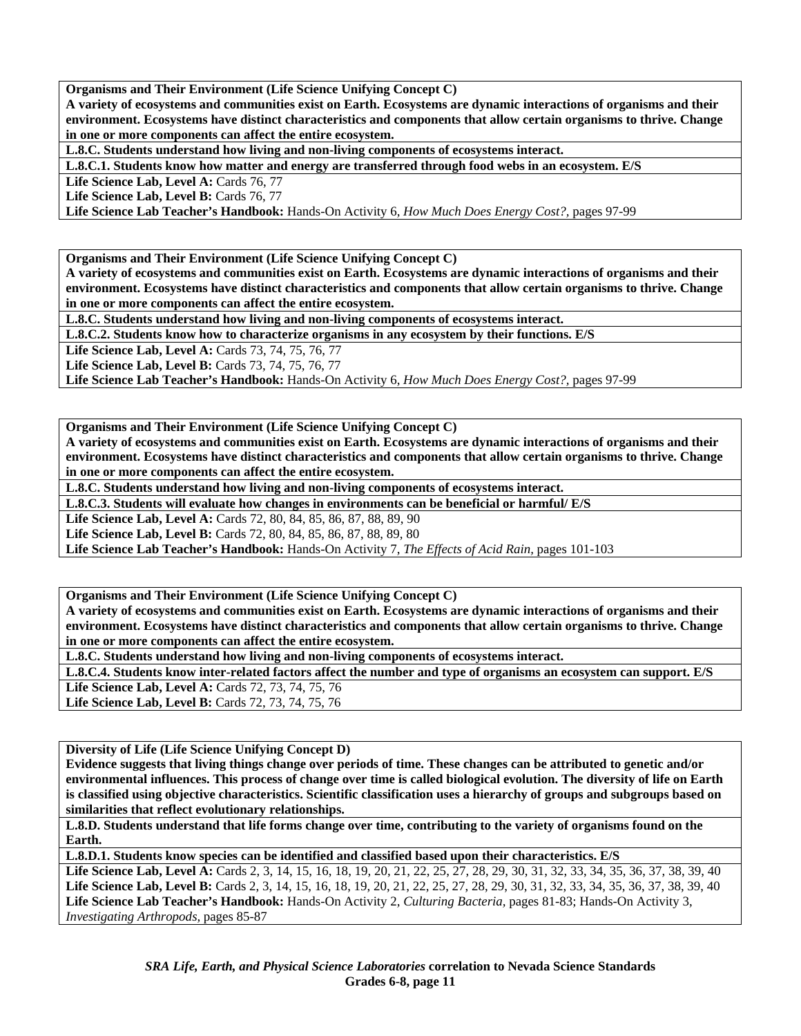**Organisms and Their Environment (Life Science Unifying Concept C)**
**A variety of ecosystems and communities exist on Earth. Ecosystems are dynamic interactions of organisms and their environment. Ecosystems have distinct characteristics and components that allow certain organisms to thrive. Change in one or more components can affect the entire ecosystem.**

**L.8.C. Students understand how living and non-living components of ecosystems interact.**

**L.8.C.1. Students know how matter and energy are transferred through food webs in an ecosystem. E/S**

**Life Science Lab, Level A:** Cards 76, 77
**Life Science Lab, Level B:** Cards 76, 77
**Life Science Lab Teacher's Handbook:** Hands-On Activity 6, *How Much Does Energy Cost?*, pages 97-99

**Organisms and Their Environment (Life Science Unifying Concept C)**
**A variety of ecosystems and communities exist on Earth. Ecosystems are dynamic interactions of organisms and their environment. Ecosystems have distinct characteristics and components that allow certain organisms to thrive. Change in one or more components can affect the entire ecosystem.**

**L.8.C. Students understand how living and non-living components of ecosystems interact.**

**L.8.C.2. Students know how to characterize organisms in any ecosystem by their functions. E/S**

**Life Science Lab, Level A:** Cards 73, 74, 75, 76, 77
**Life Science Lab, Level B:** Cards 73, 74, 75, 76, 77
**Life Science Lab Teacher's Handbook:** Hands-On Activity 6, *How Much Does Energy Cost?*, pages 97-99

**Organisms and Their Environment (Life Science Unifying Concept C)**
**A variety of ecosystems and communities exist on Earth. Ecosystems are dynamic interactions of organisms and their environment. Ecosystems have distinct characteristics and components that allow certain organisms to thrive. Change in one or more components can affect the entire ecosystem.**

**L.8.C. Students understand how living and non-living components of ecosystems interact.**

**L.8.C.3. Students will evaluate how changes in environments can be beneficial or harmful/ E/S**

**Life Science Lab, Level A:** Cards 72, 80, 84, 85, 86, 87, 88, 89, 90
**Life Science Lab, Level B:** Cards 72, 80, 84, 85, 86, 87, 88, 89, 80
**Life Science Lab Teacher's Handbook:** Hands-On Activity 7, *The Effects of Acid Rain*, pages 101-103

**Organisms and Their Environment (Life Science Unifying Concept C)**
**A variety of ecosystems and communities exist on Earth. Ecosystems are dynamic interactions of organisms and their environment. Ecosystems have distinct characteristics and components that allow certain organisms to thrive. Change in one or more components can affect the entire ecosystem.**

**L.8.C. Students understand how living and non-living components of ecosystems interact.**

**L.8.C.4. Students know inter-related factors affect the number and type of organisms an ecosystem can support. E/S**

**Life Science Lab, Level A:** Cards 72, 73, 74, 75, 76
**Life Science Lab, Level B:** Cards 72, 73, 74, 75, 76

**Diversity of Life (Life Science Unifying Concept D)**
**Evidence suggests that living things change over periods of time. These changes can be attributed to genetic and/or environmental influences. This process of change over time is called biological evolution. The diversity of life on Earth is classified using objective characteristics. Scientific classification uses a hierarchy of groups and subgroups based on similarities that reflect evolutionary relationships.**

**L.8.D. Students understand that life forms change over time, contributing to the variety of organisms found on the Earth.**

**L.8.D.1. Students know species can be identified and classified based upon their characteristics. E/S**

**Life Science Lab, Level A:** Cards 2, 3, 14, 15, 16, 18, 19, 20, 21, 22, 25, 27, 28, 29, 30, 31, 32, 33, 34, 35, 36, 37, 38, 39, 40
**Life Science Lab, Level B:** Cards 2, 3, 14, 15, 16, 18, 19, 20, 21, 22, 25, 27, 28, 29, 30, 31, 32, 33, 34, 35, 36, 37, 38, 39, 40
**Life Science Lab Teacher's Handbook:** Hands-On Activity 2, *Culturing Bacteria*, pages 81-83; Hands-On Activity 3, *Investigating Arthropods*, pages 85-87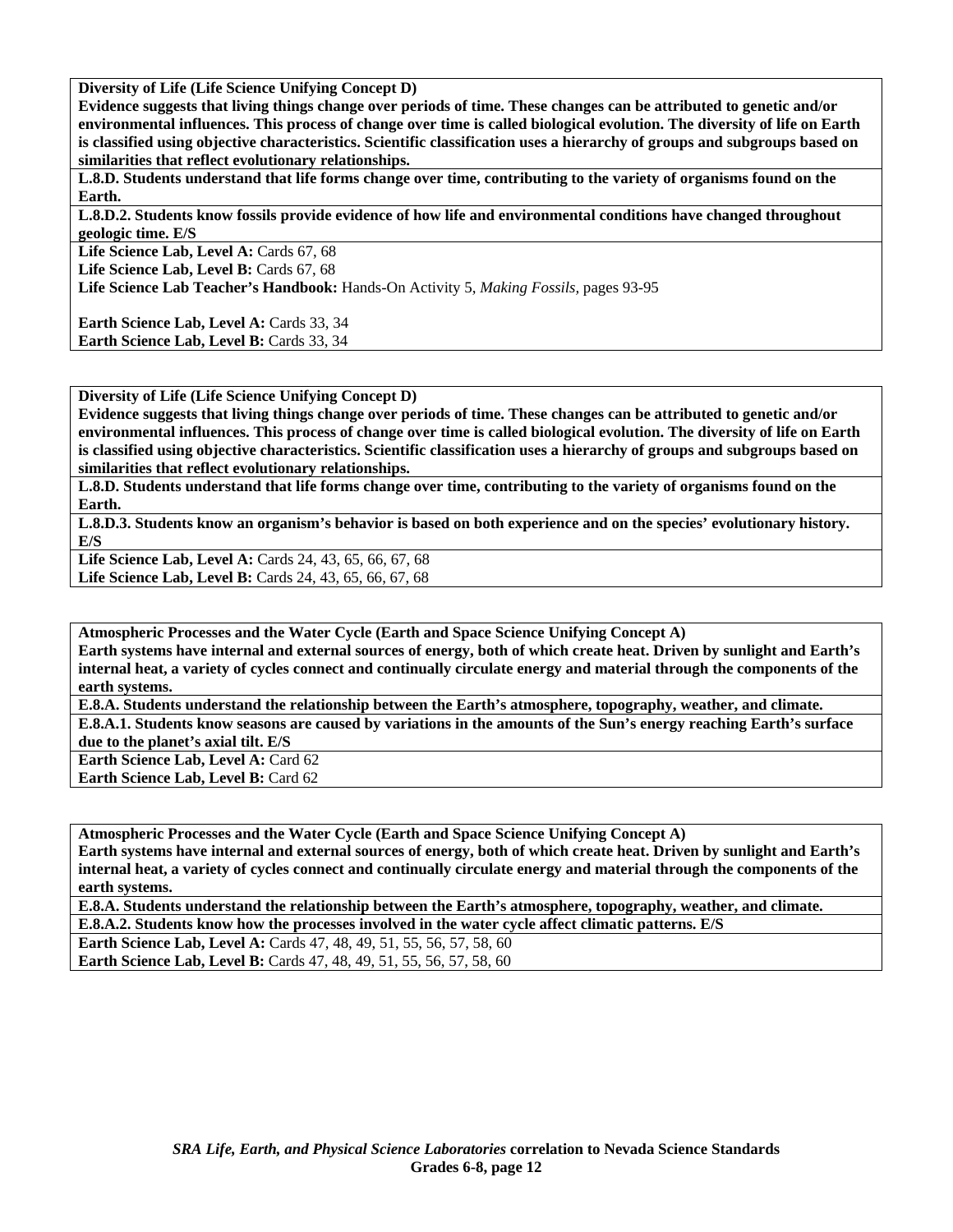**Diversity of Life (Life Science Unifying Concept D)**
**Evidence suggests that living things change over periods of time. These changes can be attributed to genetic and/or environmental influences. This process of change over time is called biological evolution. The diversity of life on Earth is classified using objective characteristics. Scientific classification uses a hierarchy of groups and subgroups based on similarities that reflect evolutionary relationships.**

**L.8.D. Students understand that life forms change over time, contributing to the variety of organisms found on the Earth.**

**L.8.D.2. Students know fossils provide evidence of how life and environmental conditions have changed throughout geologic time. E/S**

**Life Science Lab, Level A:** Cards 67, 68
**Life Science Lab, Level B:** Cards 67, 68
**Life Science Lab Teacher's Handbook:** Hands-On Activity 5, *Making Fossils,* pages 93-95

**Earth Science Lab, Level A:** Cards 33, 34
**Earth Science Lab, Level B:** Cards 33, 34

---

**Diversity of Life (Life Science Unifying Concept D)**
**Evidence suggests that living things change over periods of time. These changes can be attributed to genetic and/or environmental influences. This process of change over time is called biological evolution. The diversity of life on Earth is classified using objective characteristics. Scientific classification uses a hierarchy of groups and subgroups based on similarities that reflect evolutionary relationships.**

**L.8.D. Students understand that life forms change over time, contributing to the variety of organisms found on the Earth.**

**L.8.D.3. Students know an organism's behavior is based on both experience and on the species' evolutionary history. E/S**

**Life Science Lab, Level A:** Cards 24, 43, 65, 66, 67, 68
**Life Science Lab, Level B:** Cards 24, 43, 65, 66, 67, 68

---

**Atmospheric Processes and the Water Cycle (Earth and Space Science Unifying Concept A)**
**Earth systems have internal and external sources of energy, both of which create heat. Driven by sunlight and Earth's internal heat, a variety of cycles connect and continually circulate energy and material through the components of the earth systems.**

**E.8.A. Students understand the relationship between the Earth's atmosphere, topography, weather, and climate.**

**E.8.A.1. Students know seasons are caused by variations in the amounts of the Sun's energy reaching Earth's surface due to the planet's axial tilt. E/S**

**Earth Science Lab, Level A:** Card 62
**Earth Science Lab, Level B:** Card 62

---

**Atmospheric Processes and the Water Cycle (Earth and Space Science Unifying Concept A)**
**Earth systems have internal and external sources of energy, both of which create heat. Driven by sunlight and Earth's internal heat, a variety of cycles connect and continually circulate energy and material through the components of the earth systems.**

**E.8.A. Students understand the relationship between the Earth's atmosphere, topography, weather, and climate.**

**E.8.A.2. Students know how the processes involved in the water cycle affect climatic patterns. E/S**

**Earth Science Lab, Level A:** Cards 47, 48, 49, 51, 55, 56, 57, 58, 60
**Earth Science Lab, Level B:** Cards 47, 48, 49, 51, 55, 56, 57, 58, 60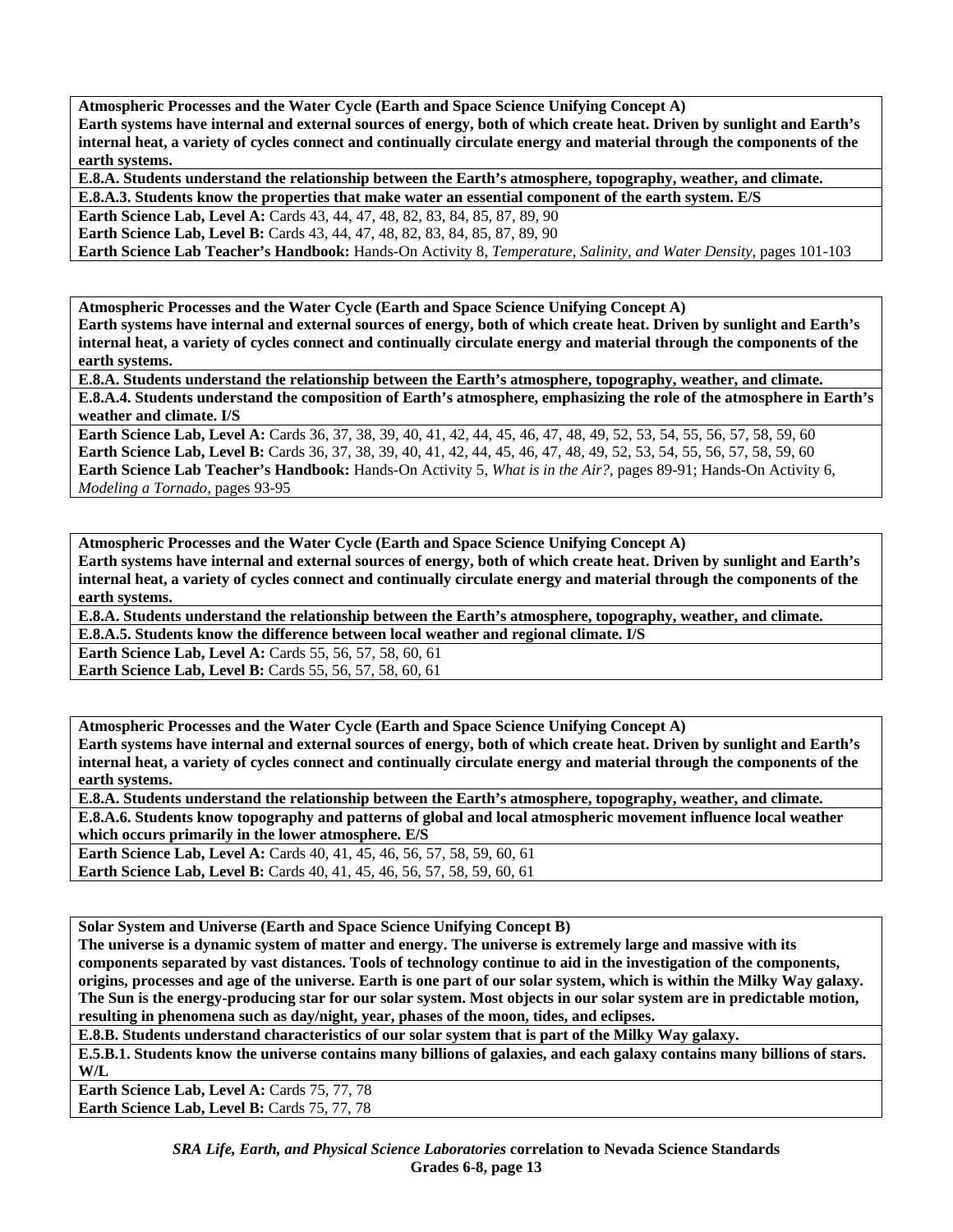**Atmospheric Processes and the Water Cycle (Earth and Space Science Unifying Concept A)**
**Earth systems have internal and external sources of energy, both of which create heat. Driven by sunlight and Earth's internal heat, a variety of cycles connect and continually circulate energy and material through the components of the earth systems.**

**E.8.A. Students understand the relationship between the Earth's atmosphere, topography, weather, and climate.**

**E.8.A.3. Students know the properties that make water an essential component of the earth system. E/S**

**Earth Science Lab, Level A:** Cards 43, 44, 47, 48, 82, 83, 84, 85, 87, 89, 90
**Earth Science Lab, Level B:** Cards 43, 44, 47, 48, 82, 83, 84, 85, 87, 89, 90
**Earth Science Lab Teacher's Handbook:** Hands-On Activity 8, *Temperature, Salinity, and Water Density,* pages 101-103

---

**Atmospheric Processes and the Water Cycle (Earth and Space Science Unifying Concept A)**
**Earth systems have internal and external sources of energy, both of which create heat. Driven by sunlight and Earth's internal heat, a variety of cycles connect and continually circulate energy and material through the components of the earth systems.**

**E.8.A. Students understand the relationship between the Earth's atmosphere, topography, weather, and climate.**

**E.8.A.4. Students understand the composition of Earth's atmosphere, emphasizing the role of the atmosphere in Earth's weather and climate. I/S**

**Earth Science Lab, Level A:** Cards 36, 37, 38, 39, 40, 41, 42, 44, 45, 46, 47, 48, 49, 52, 53, 54, 55, 56, 57, 58, 59, 60
**Earth Science Lab, Level B:** Cards 36, 37, 38, 39, 40, 41, 42, 44, 45, 46, 47, 48, 49, 52, 53, 54, 55, 56, 57, 58, 59, 60
**Earth Science Lab Teacher's Handbook:** Hands-On Activity 5, *What is in the Air?,* pages 89-91; Hands-On Activity 6, *Modeling a Tornado,* pages 93-95

---

**Atmospheric Processes and the Water Cycle (Earth and Space Science Unifying Concept A)**
**Earth systems have internal and external sources of energy, both of which create heat. Driven by sunlight and Earth's internal heat, a variety of cycles connect and continually circulate energy and material through the components of the earth systems.**

**E.8.A. Students understand the relationship between the Earth's atmosphere, topography, weather, and climate.**

**E.8.A.5. Students know the difference between local weather and regional climate. I/S**

**Earth Science Lab, Level A:** Cards 55, 56, 57, 58, 60, 61
**Earth Science Lab, Level B:** Cards 55, 56, 57, 58, 60, 61

---

**Atmospheric Processes and the Water Cycle (Earth and Space Science Unifying Concept A)**
**Earth systems have internal and external sources of energy, both of which create heat. Driven by sunlight and Earth's internal heat, a variety of cycles connect and continually circulate energy and material through the components of the earth systems.**

**E.8.A. Students understand the relationship between the Earth's atmosphere, topography, weather, and climate.**

**E.8.A.6. Students know topography and patterns of global and local atmospheric movement influence local weather which occurs primarily in the lower atmosphere. E/S**

**Earth Science Lab, Level A:** Cards 40, 41, 45, 46, 56, 57, 58, 59, 60, 61
**Earth Science Lab, Level B:** Cards 40, 41, 45, 46, 56, 57, 58, 59, 60, 61

---

**Solar System and Universe (Earth and Space Science Unifying Concept B)**
**The universe is a dynamic system of matter and energy. The universe is extremely large and massive with its components separated by vast distances. Tools of technology continue to aid in the investigation of the components, origins, processes and age of the universe. Earth is one part of our solar system, which is within the Milky Way galaxy. The Sun is the energy-producing star for our solar system. Most objects in our solar system are in predictable motion, resulting in phenomena such as day/night, year, phases of the moon, tides, and eclipses.**

**E.8.B. Students understand characteristics of our solar system that is part of the Milky Way galaxy.**

**E.5.B.1. Students know the universe contains many billions of galaxies, and each galaxy contains many billions of stars. W/L**

**Earth Science Lab, Level A:** Cards 75, 77, 78
**Earth Science Lab, Level B:** Cards 75, 77, 78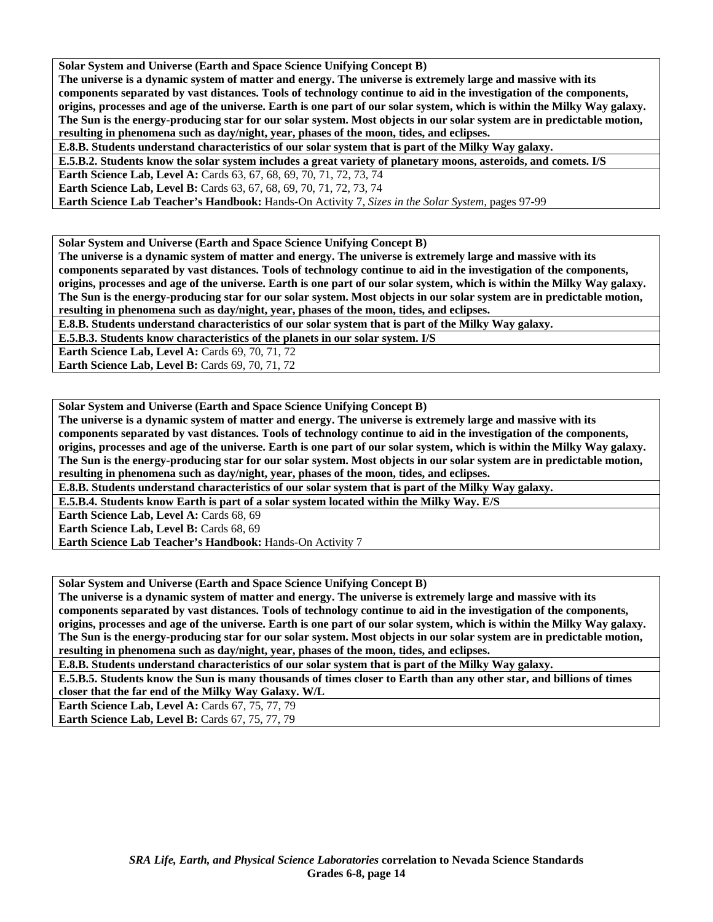**Solar System and Universe (Earth and Space Science Unifying Concept B)**
**The universe is a dynamic system of matter and energy. The universe is extremely large and massive with its components separated by vast distances. Tools of technology continue to aid in the investigation of the components, origins, processes and age of the universe. Earth is one part of our solar system, which is within the Milky Way galaxy. The Sun is the energy-producing star for our solar system. Most objects in our solar system are in predictable motion, resulting in phenomena such as day/night, year, phases of the moon, tides, and eclipses.**

**E.8.B. Students understand characteristics of our solar system that is part of the Milky Way galaxy.**

**E.5.B.2. Students know the solar system includes a great variety of planetary moons, asteroids, and comets. I/S**

**Earth Science Lab, Level A:** Cards 63, 67, 68, 69, 70, 71, 72, 73, 74
**Earth Science Lab, Level B:** Cards 63, 67, 68, 69, 70, 71, 72, 73, 74
**Earth Science Lab Teacher's Handbook:** Hands-On Activity 7, *Sizes in the Solar System,* pages 97-99

---

**Solar System and Universe (Earth and Space Science Unifying Concept B)**
**The universe is a dynamic system of matter and energy. The universe is extremely large and massive with its components separated by vast distances. Tools of technology continue to aid in the investigation of the components, origins, processes and age of the universe. Earth is one part of our solar system, which is within the Milky Way galaxy. The Sun is the energy-producing star for our solar system. Most objects in our solar system are in predictable motion, resulting in phenomena such as day/night, year, phases of the moon, tides, and eclipses.**

**E.8.B. Students understand characteristics of our solar system that is part of the Milky Way galaxy.**

**E.5.B.3. Students know characteristics of the planets in our solar system. I/S**

**Earth Science Lab, Level A:** Cards 69, 70, 71, 72
**Earth Science Lab, Level B:** Cards 69, 70, 71, 72

---

**Solar System and Universe (Earth and Space Science Unifying Concept B)**
**The universe is a dynamic system of matter and energy. The universe is extremely large and massive with its components separated by vast distances. Tools of technology continue to aid in the investigation of the components, origins, processes and age of the universe. Earth is one part of our solar system, which is within the Milky Way galaxy. The Sun is the energy-producing star for our solar system. Most objects in our solar system are in predictable motion, resulting in phenomena such as day/night, year, phases of the moon, tides, and eclipses.**

**E.8.B. Students understand characteristics of our solar system that is part of the Milky Way galaxy.**

**E.5.B.4. Students know Earth is part of a solar system located within the Milky Way. E/S**

**Earth Science Lab, Level A:** Cards 68, 69
**Earth Science Lab, Level B:** Cards 68, 69
**Earth Science Lab Teacher's Handbook:** Hands-On Activity 7

---

**Solar System and Universe (Earth and Space Science Unifying Concept B)**
**The universe is a dynamic system of matter and energy. The universe is extremely large and massive with its components separated by vast distances. Tools of technology continue to aid in the investigation of the components, origins, processes and age of the universe. Earth is one part of our solar system, which is within the Milky Way galaxy. The Sun is the energy-producing star for our solar system. Most objects in our solar system are in predictable motion, resulting in phenomena such as day/night, year, phases of the moon, tides, and eclipses.**

**E.8.B. Students understand characteristics of our solar system that is part of the Milky Way galaxy.**

**E.5.B.5. Students know the Sun is many thousands of times closer to Earth than any other star, and billions of times closer that the far end of the Milky Way Galaxy. W/L**

**Earth Science Lab, Level A:** Cards 67, 75, 77, 79
**Earth Science Lab, Level B:** Cards 67, 75, 77, 79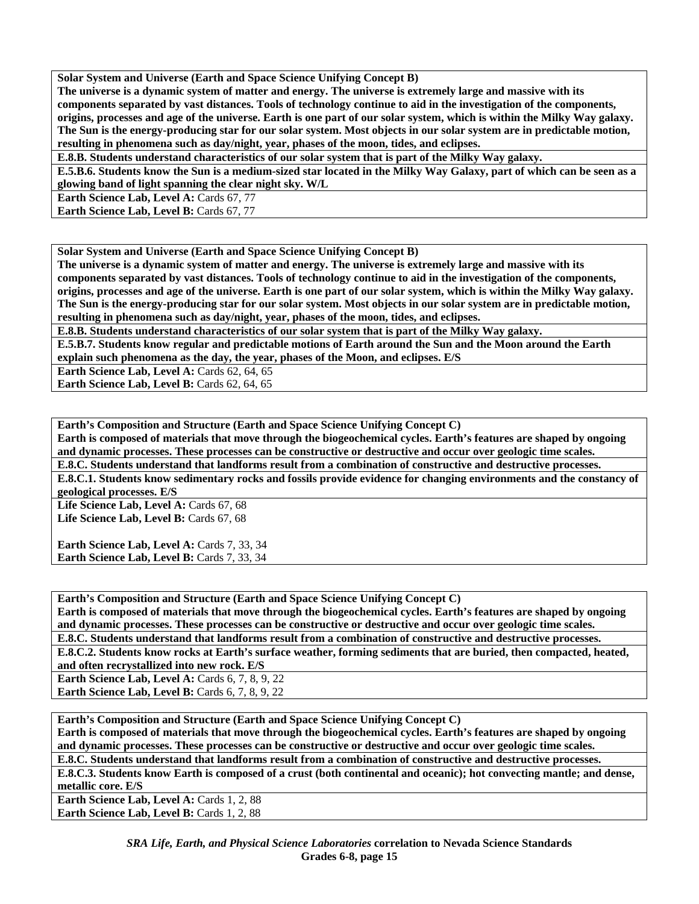**Solar System and Universe (Earth and Space Science Unifying Concept B)**
**The universe is a dynamic system of matter and energy. The universe is extremely large and massive with its components separated by vast distances. Tools of technology continue to aid in the investigation of the components, origins, processes and age of the universe. Earth is one part of our solar system, which is within the Milky Way galaxy. The Sun is the energy-producing star for our solar system. Most objects in our solar system are in predictable motion, resulting in phenomena such as day/night, year, phases of the moon, tides, and eclipses.**

**E.8.B. Students understand characteristics of our solar system that is part of the Milky Way galaxy.**

**E.5.B.6. Students know the Sun is a medium-sized star located in the Milky Way Galaxy, part of which can be seen as a glowing band of light spanning the clear night sky. W/L**

**Earth Science Lab, Level A:** Cards 67, 77
**Earth Science Lab, Level B:** Cards 67, 77

---

**Solar System and Universe (Earth and Space Science Unifying Concept B)**
**The universe is a dynamic system of matter and energy. The universe is extremely large and massive with its components separated by vast distances. Tools of technology continue to aid in the investigation of the components, origins, processes and age of the universe. Earth is one part of our solar system, which is within the Milky Way galaxy. The Sun is the energy-producing star for our solar system. Most objects in our solar system are in predictable motion, resulting in phenomena such as day/night, year, phases of the moon, tides, and eclipses.**

**E.8.B. Students understand characteristics of our solar system that is part of the Milky Way galaxy.**

**E.5.B.7. Students know regular and predictable motions of Earth around the Sun and the Moon around the Earth explain such phenomena as the day, the year, phases of the Moon, and eclipses. E/S**

**Earth Science Lab, Level A:** Cards 62, 64, 65
**Earth Science Lab, Level B:** Cards 62, 64, 65

---

**Earth's Composition and Structure (Earth and Space Science Unifying Concept C)**
**Earth is composed of materials that move through the biogeochemical cycles. Earth's features are shaped by ongoing and dynamic processes. These processes can be constructive or destructive and occur over geologic time scales.**

**E.8.C. Students understand that landforms result from a combination of constructive and destructive processes.**

**E.8.C.1. Students know sedimentary rocks and fossils provide evidence for changing environments and the constancy of geological processes. E/S**

**Life Science Lab, Level A:** Cards 67, 68
**Life Science Lab, Level B:** Cards 67, 68

**Earth Science Lab, Level A:** Cards 7, 33, 34
**Earth Science Lab, Level B:** Cards 7, 33, 34

---

**Earth's Composition and Structure (Earth and Space Science Unifying Concept C)**
**Earth is composed of materials that move through the biogeochemical cycles. Earth's features are shaped by ongoing and dynamic processes. These processes can be constructive or destructive and occur over geologic time scales.**

**E.8.C. Students understand that landforms result from a combination of constructive and destructive processes.**

**E.8.C.2. Students know rocks at Earth's surface weather, forming sediments that are buried, then compacted, heated, and often recrystallized into new rock. E/S**

**Earth Science Lab, Level A:** Cards 6, 7, 8, 9, 22
**Earth Science Lab, Level B:** Cards 6, 7, 8, 9, 22

---

**Earth's Composition and Structure (Earth and Space Science Unifying Concept C)**
**Earth is composed of materials that move through the biogeochemical cycles. Earth's features are shaped by ongoing and dynamic processes. These processes can be constructive or destructive and occur over geologic time scales.**

**E.8.C. Students understand that landforms result from a combination of constructive and destructive processes.**

**E.8.C.3. Students know Earth is composed of a crust (both continental and oceanic); hot convecting mantle; and dense, metallic core. E/S**

**Earth Science Lab, Level A:** Cards 1, 2, 88
**Earth Science Lab, Level B:** Cards 1, 2, 88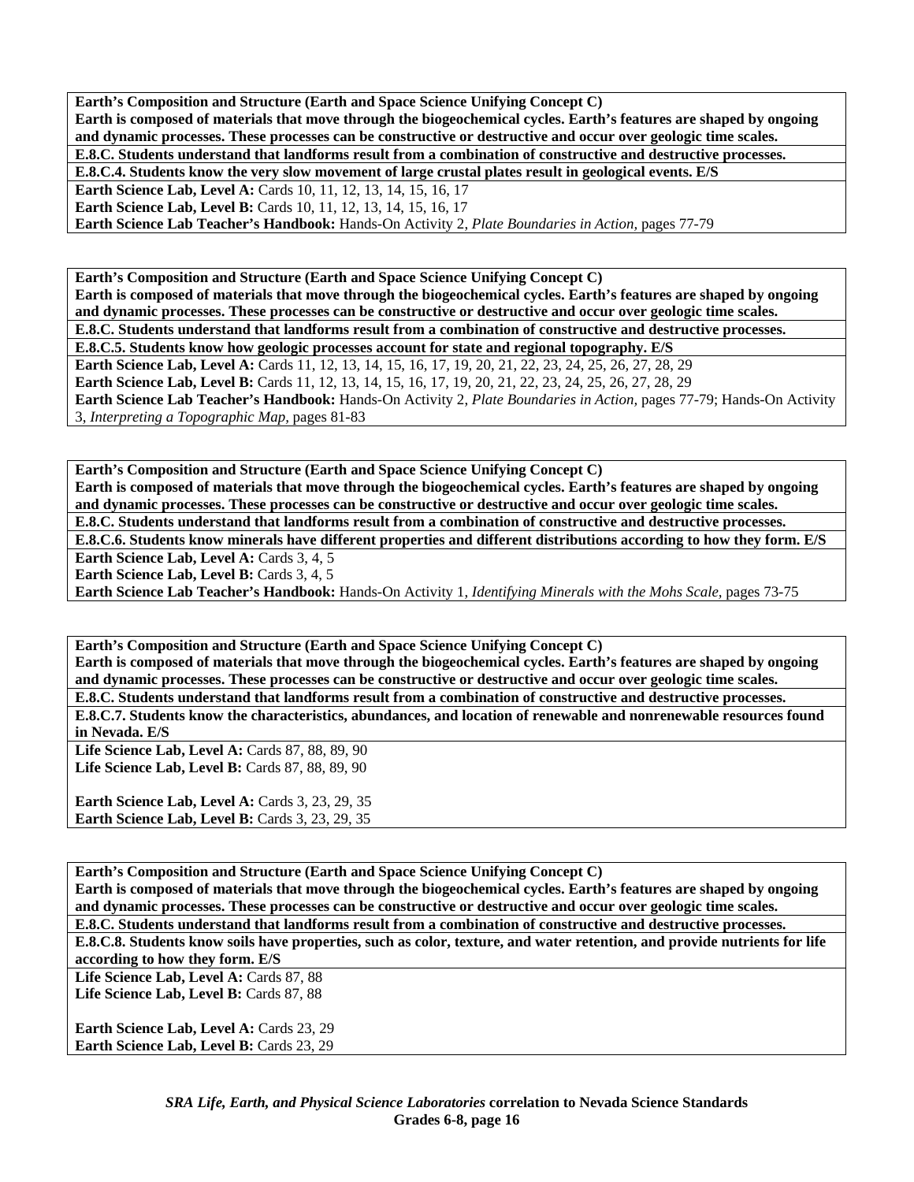**Earth's Composition and Structure (Earth and Space Science Unifying Concept C)**
**Earth is composed of materials that move through the biogeochemical cycles. Earth's features are shaped by ongoing and dynamic processes. These processes can be constructive or destructive and occur over geologic time scales.**

**E.8.C. Students understand that landforms result from a combination of constructive and destructive processes.**

**E.8.C.4. Students know the very slow movement of large crustal plates result in geological events. E/S**

**Earth Science Lab, Level A:** Cards 10, 11, 12, 13, 14, 15, 16, 17
**Earth Science Lab, Level B:** Cards 10, 11, 12, 13, 14, 15, 16, 17
**Earth Science Lab Teacher's Handbook:** Hands-On Activity 2, *Plate Boundaries in Action,* pages 77-79

**Earth's Composition and Structure (Earth and Space Science Unifying Concept C)**
**Earth is composed of materials that move through the biogeochemical cycles. Earth's features are shaped by ongoing and dynamic processes. These processes can be constructive or destructive and occur over geologic time scales.**

**E.8.C. Students understand that landforms result from a combination of constructive and destructive processes.**

**E.8.C.5. Students know how geologic processes account for state and regional topography. E/S**

**Earth Science Lab, Level A:** Cards 11, 12, 13, 14, 15, 16, 17, 19, 20, 21, 22, 23, 24, 25, 26, 27, 28, 29
**Earth Science Lab, Level B:** Cards 11, 12, 13, 14, 15, 16, 17, 19, 20, 21, 22, 23, 24, 25, 26, 27, 28, 29
**Earth Science Lab Teacher's Handbook:** Hands-On Activity 2, *Plate Boundaries in Action,* pages 77-79; Hands-On Activity 3, *Interpreting a Topographic Map,* pages 81-83

**Earth's Composition and Structure (Earth and Space Science Unifying Concept C)**
**Earth is composed of materials that move through the biogeochemical cycles. Earth's features are shaped by ongoing and dynamic processes. These processes can be constructive or destructive and occur over geologic time scales.**

**E.8.C. Students understand that landforms result from a combination of constructive and destructive processes.**

**E.8.C.6. Students know minerals have different properties and different distributions according to how they form. E/S**

**Earth Science Lab, Level A:** Cards 3, 4, 5
**Earth Science Lab, Level B:** Cards 3, 4, 5
**Earth Science Lab Teacher's Handbook:** Hands-On Activity 1, *Identifying Minerals with the Mohs Scale,* pages 73-75

**Earth's Composition and Structure (Earth and Space Science Unifying Concept C)**
**Earth is composed of materials that move through the biogeochemical cycles. Earth's features are shaped by ongoing and dynamic processes. These processes can be constructive or destructive and occur over geologic time scales.**

**E.8.C. Students understand that landforms result from a combination of constructive and destructive processes.**

**E.8.C.7. Students know the characteristics, abundances, and location of renewable and nonrenewable resources found in Nevada. E/S**

**Life Science Lab, Level A:** Cards 87, 88, 89, 90
**Life Science Lab, Level B:** Cards 87, 88, 89, 90

**Earth Science Lab, Level A:** Cards 3, 23, 29, 35
**Earth Science Lab, Level B:** Cards 3, 23, 29, 35

**Earth's Composition and Structure (Earth and Space Science Unifying Concept C)**
**Earth is composed of materials that move through the biogeochemical cycles. Earth's features are shaped by ongoing and dynamic processes. These processes can be constructive or destructive and occur over geologic time scales.**

**E.8.C. Students understand that landforms result from a combination of constructive and destructive processes.**

**E.8.C.8. Students know soils have properties, such as color, texture, and water retention, and provide nutrients for life according to how they form. E/S**

**Life Science Lab, Level A:** Cards 87, 88
**Life Science Lab, Level B:** Cards 87, 88

**Earth Science Lab, Level A:** Cards 23, 29
**Earth Science Lab, Level B:** Cards 23, 29